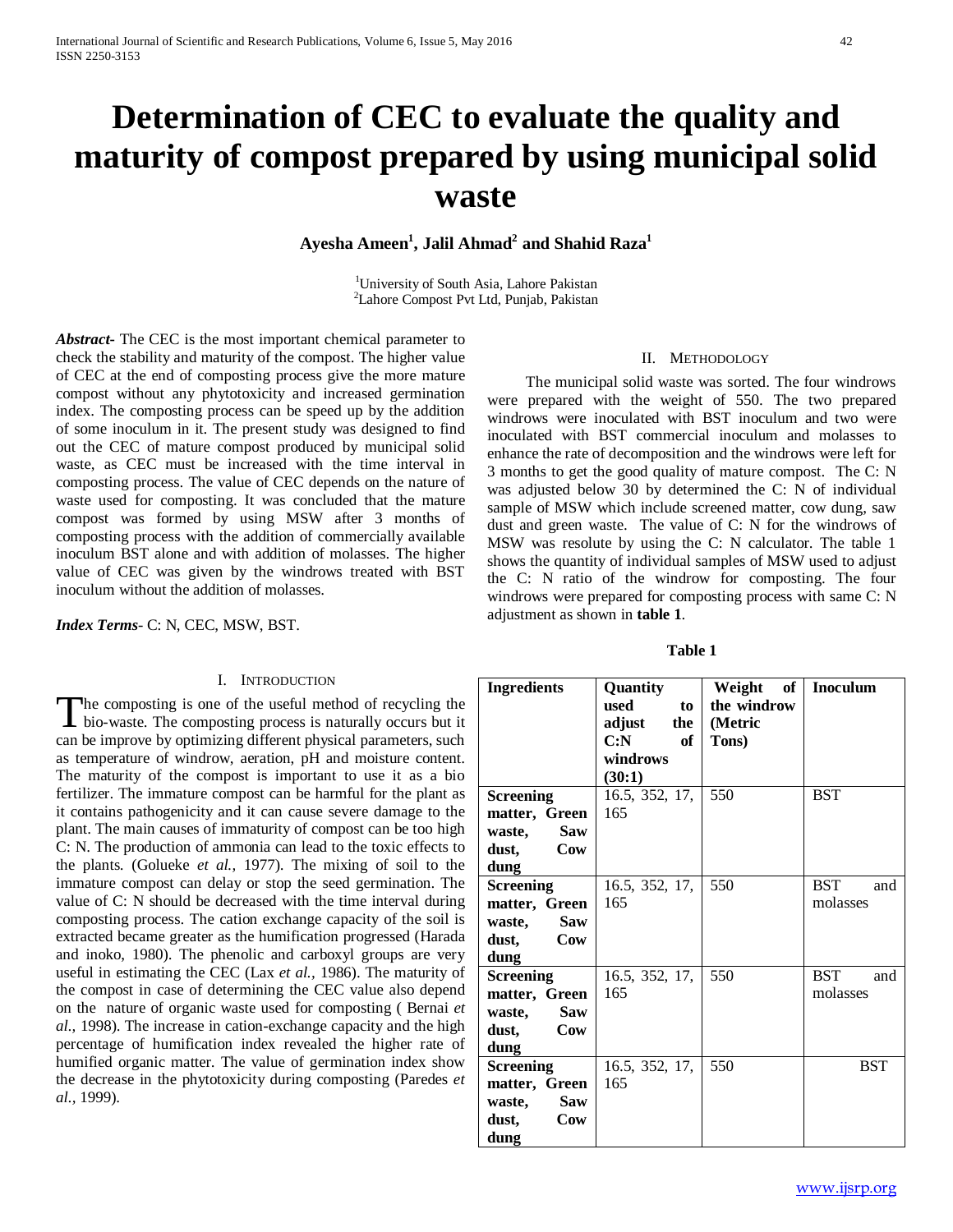# Determination of CEC to evaluate the quality and maturity of compost prepared by using municipal solid waste

**Ayesha Ameen[1], Jalil Ahmad[2] and Shahid Raza[1]**

[1]University of South Asia, Lahore Pakistan
[2]Lahore Compost Pvt Ltd, Punjab, Pakistan

***Abstract*-** The CEC is the most important chemical parameter to check the stability and maturity of the compost. The higher value of CEC at the end of composting process give the more mature compost without any phytotoxicity and increased germination index. The composting process can be speed up by the addition of some inoculum in it. The present study was designed to find out the CEC of mature compost produced by municipal solid waste, as CEC must be increased with the time interval in composting process. The value of CEC depends on the nature of waste used for composting. It was concluded that the mature compost was formed by using MSW after 3 months of composting process with the addition of commercially available inoculum BST alone and with addition of molasses. The higher value of CEC was given by the windrows treated with BST inoculum without the addition of molasses.

***Index Terms*-** C: N, CEC, MSW, BST.

## I. Introduction

The composting is one of the useful method of recycling the bio-waste. The composting process is naturally occurs but it can be improve by optimizing different physical parameters, such as temperature of windrow, aeration, pH and moisture content. The maturity of the compost is important to use it as a bio fertilizer. The immature compost can be harmful for the plant as it contains pathogenicity and it can cause severe damage to the plant. The main causes of immaturity of compost can be too high C: N. The production of ammonia can lead to the toxic effects to the plants. (Golueke *et al.,* 1977). The mixing of soil to the immature compost can delay or stop the seed germination. The value of C: N should be decreased with the time interval during composting process. The cation exchange capacity of the soil is extracted became greater as the humification progressed (Harada and inoko, 1980). The phenolic and carboxyl groups are very useful in estimating the CEC (Lax *et al.,* 1986). The maturity of the compost in case of determining the CEC value also depend on the nature of organic waste used for composting ( Bernai *et al.,* 1998). The increase in cation-exchange capacity and the high percentage of humification index revealed the higher rate of humified organic matter. The value of germination index show the decrease in the phytotoxicity during composting (Paredes *et al.,* 1999).

## II. Methodology

The municipal solid waste was sorted. The four windrows were prepared with the weight of 550. The two prepared windrows were inoculated with BST inoculum and two were inoculated with BST commercial inoculum and molasses to enhance the rate of decomposition and the windrows were left for 3 months to get the good quality of mature compost. The C: N was adjusted below 30 by determined the C: N of individual sample of MSW which include screened matter, cow dung, saw dust and green waste. The value of C: N for the windrows of MSW was resolute by using the C: N calculator. The table 1 shows the quantity of individual samples of MSW used to adjust the C: N ratio of the windrow for composting. The four windrows were prepared for composting process with same C: N adjustment as shown in **table 1**.

**Table 1**

| **Ingredients** | **Quantity used to adjust the C:N of windrows (30:1)** | **Weight of the windrow (Metric Tons)** | **Inoculum** |
|---|---|---|---|
| **Screening matter, Green waste, Saw dust, Cow dung** | 16.5, 352, 17, 165 | 550 | BST |
| **Screening matter, Green waste, Saw dust, Cow dung** | 16.5, 352, 17, 165 | 550 | BST and molasses |
| **Screening matter, Green waste, Saw dust, Cow dung** | 16.5, 352, 17, 165 | 550 | BST and molasses |
| **Screening matter, Green waste, Saw dust, Cow dung** | 16.5, 352, 17, 165 | 550 | BST |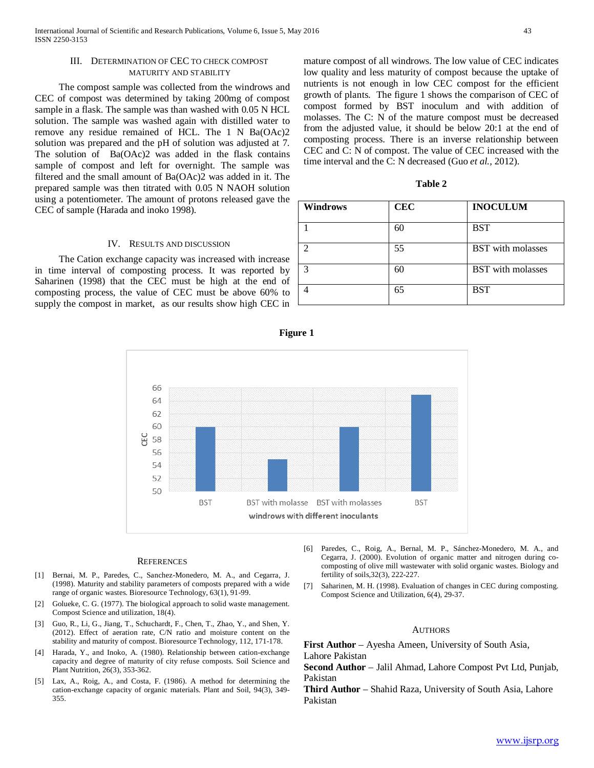## III. Determination of CEC to Check Compost Maturity and Stability

The compost sample was collected from the windrows and CEC of compost was determined by taking 200mg of compost sample in a flask. The sample was than washed with 0.05 N HCL solution. The sample was washed again with distilled water to remove any residue remained of HCL. The 1 N Ba(OAc)2 solution was prepared and the pH of solution was adjusted at 7. The solution of Ba(OAc)2 was added in the flask contains sample of compost and left for overnight. The sample was filtered and the small amount of Ba(OAc)2 was added in it. The prepared sample was then titrated with 0.05 N NAOH solution using a potentiometer. The amount of protons released gave the CEC of sample (Harada and inoko 1998).

## IV. Results and Discussion

The Cation exchange capacity was increased with increase in time interval of composting process. It was reported by Saharinen (1998) that the CEC must be high at the end of composting process, the value of CEC must be above 60% to supply the compost in market, as our results show high CEC in mature compost of all windrows. The low value of CEC indicates low quality and less maturity of compost because the uptake of nutrients is not enough in low CEC compost for the efficient growth of plants. The figure 1 shows the comparison of CEC of compost formed by BST inoculum and with addition of molasses. The C: N of the mature compost must be decreased from the adjusted value, it should be below 20:1 at the end of composting process. There is an inverse relationship between CEC and C: N of compost. The value of CEC increased with the time interval and the C: N decreased (Guo *et al.,* 2012).

**Table 2**

| Windrows | CEC | INOCULUM |
|---|---|---|
| 1 | 60 | BST |
| 2 | 55 | BST with molasses |
| 3 | 60 | BST with molasses |
| 4 | 65 | BST |

**Figure 1**

| windrows with different inoculants | CEC |
|---|---|
| BST | 60 |
| BST with molasse | 55 |
| BST with molasses | 60 |
| BST | 65 |

## References

[1] Bernai, M. P., Paredes, C., Sanchez-Monedero, M. A., and Cegarra, J. (1998). Maturity and stability parameters of composts prepared with a wide range of organic wastes. Bioresource Technology, 63(1), 91-99.

[2] Golueke, C. G. (1977). The biological approach to solid waste management. Compost Science and utilization, 18(4).

[3] Guo, R., Li, G., Jiang, T., Schuchardt, F., Chen, T., Zhao, Y., and Shen, Y. (2012). Effect of aeration rate, C/N ratio and moisture content on the stability and maturity of compost. Bioresource Technology, 112, 171-178.

[4] Harada, Y., and Inoko, A. (1980). Relationship between cation-exchange capacity and degree of maturity of city refuse composts. Soil Science and Plant Nutrition, 26(3), 353-362.

[5] Lax, A., Roig, A., and Costa, F. (1986). A method for determining the cation-exchange capacity of organic materials. Plant and Soil, 94(3), 349-355.

[6] Paredes, C., Roig, A., Bernal, M. P., Sánchez-Monedero, M. A., and Cegarra, J. (2000). Evolution of organic matter and nitrogen during co-composting of olive mill wastewater with solid organic wastes. Biology and fertility of soils,32(3), 222-227.

[7] Saharinen, M. H. (1998). Evaluation of changes in CEC during composting. Compost Science and Utilization, 6(4), 29-37.

## Authors

**First Author** – Ayesha Ameen, University of South Asia, Lahore Pakistan

**Second Author** – Jalil Ahmad, Lahore Compost Pvt Ltd, Punjab, Pakistan

**Third Author** – Shahid Raza, University of South Asia, Lahore Pakistan